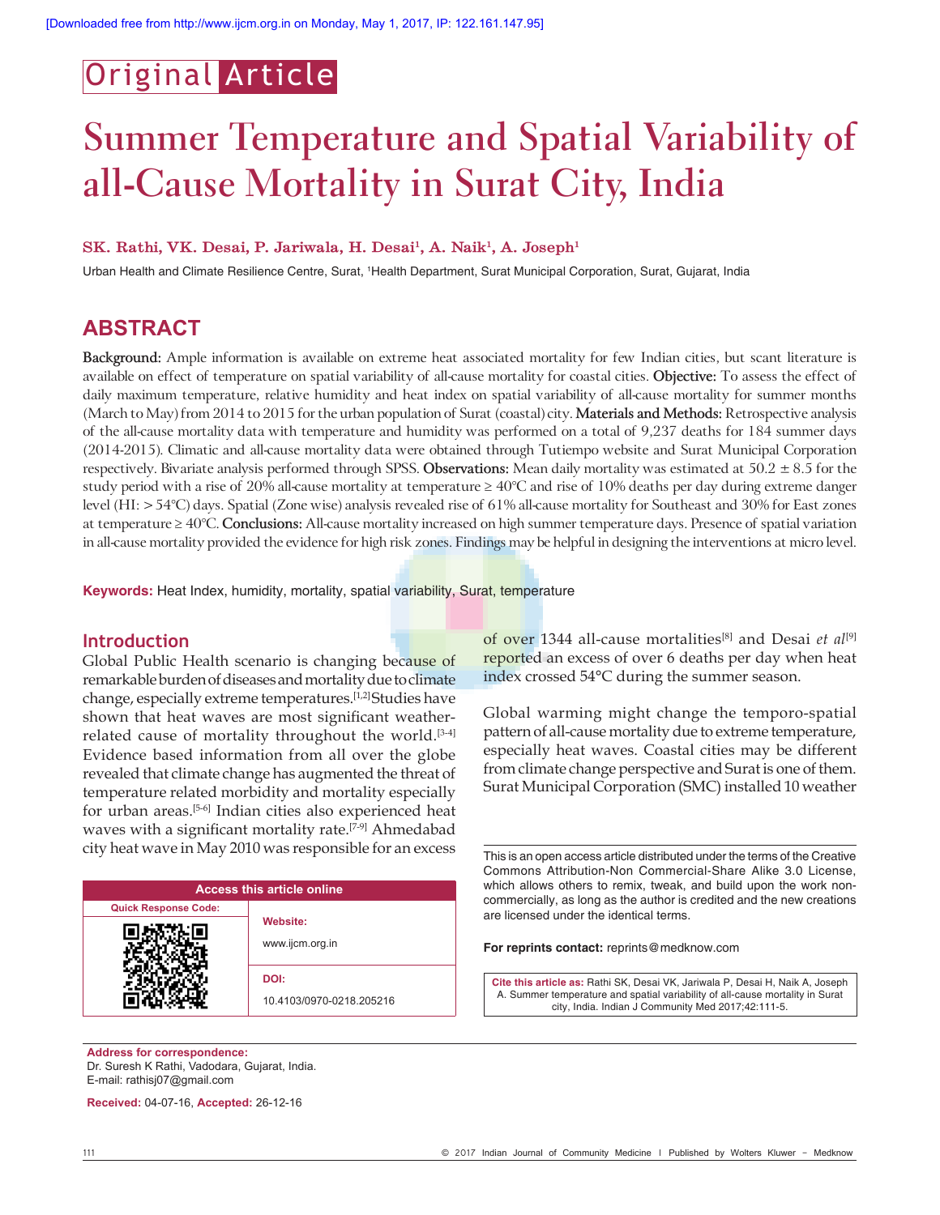Original Article

# Summer Temperature and Spatial Variability of all-Cause Mortality in Surat City, India

**SK. Rathi, VK. Desai, P. Jariwala, H. Desai[1], A. Naik[1], A. Joseph[1]**

Urban Health and Climate Resilience Centre, Surat, [1]Health Department, Surat Municipal Corporation, Surat, Gujarat, India

## ABSTRACT

**Background:** Ample information is available on extreme heat associated mortality for few Indian cities, but scant literature is available on effect of temperature on spatial variability of all-cause mortality for coastal cities. **Objective:** To assess the effect of daily maximum temperature, relative humidity and heat index on spatial variability of all-cause mortality for summer months (March to May) from 2014 to 2015 for the urban population of Surat (coastal) city. **Materials and Methods:** Retrospective analysis of the all-cause mortality data with temperature and humidity was performed on a total of 9,237 deaths for 184 summer days (2014-2015). Climatic and all-cause mortality data were obtained through Tutiempo website and Surat Municipal Corporation respectively. Bivariate analysis performed through SPSS. **Observations:** Mean daily mortality was estimated at 50.2 ± 8.5 for the study period with a rise of 20% all-cause mortality at temperature ≥ 40°C and rise of 10% deaths per day during extreme danger level (HI: > 54°C) days. Spatial (Zone wise) analysis revealed rise of 61% all-cause mortality for Southeast and 30% for East zones at temperature ≥ 40°C. **Conclusions:** All-cause mortality increased on high summer temperature days. Presence of spatial variation in all-cause mortality provided the evidence for high risk zones. Findings may be helpful in designing the interventions at micro level.

**Keywords:** Heat Index, humidity, mortality, spatial variability, Surat, temperature

## Introduction

Global Public Health scenario is changing because of remarkable burden of diseases and mortality due to climate change, especially extreme temperatures.[1,2] Studies have shown that heat waves are most significant weather-related cause of mortality throughout the world.[3-4] Evidence based information from all over the globe revealed that climate change has augmented the threat of temperature related morbidity and mortality especially for urban areas.[5-6] Indian cities also experienced heat waves with a significant mortality rate.[7-9] Ahmedabad city heat wave in May 2010 was responsible for an excess of over 1344 all-cause mortalities[8] and Desai *et al*[9] reported an excess of over 6 deaths per day when heat index crossed 54°C during the summer season.

Global warming might change the temporo-spatial pattern of all-cause mortality due to extreme temperature, especially heat waves. Coastal cities may be different from climate change perspective and Surat is one of them. Surat Municipal Corporation (SMC) installed 10 weather

| Access this article online | |
|---|---|
| Quick Response Code: | **Website:** www.ijcm.org.in |
| | **DOI:** 10.4103/0970-0218.205216 |

This is an open access article distributed under the terms of the Creative Commons Attribution-Non Commercial-Share Alike 3.0 License, which allows others to remix, tweak, and build upon the work non-commercially, as long as the author is credited and the new creations are licensed under the identical terms.

**For reprints contact:** reprints@medknow.com

**Cite this article as:** Rathi SK, Desai VK, Jariwala P, Desai H, Naik A, Joseph A. Summer temperature and spatial variability of all-cause mortality in Surat city, India. Indian J Community Med 2017;42:111-5.

**Address for correspondence:**
Dr. Suresh K Rathi, Vadodara, Gujarat, India.
E-mail: rathisj07@gmail.com

**Received:** 04-07-16, **Accepted:** 26-12-16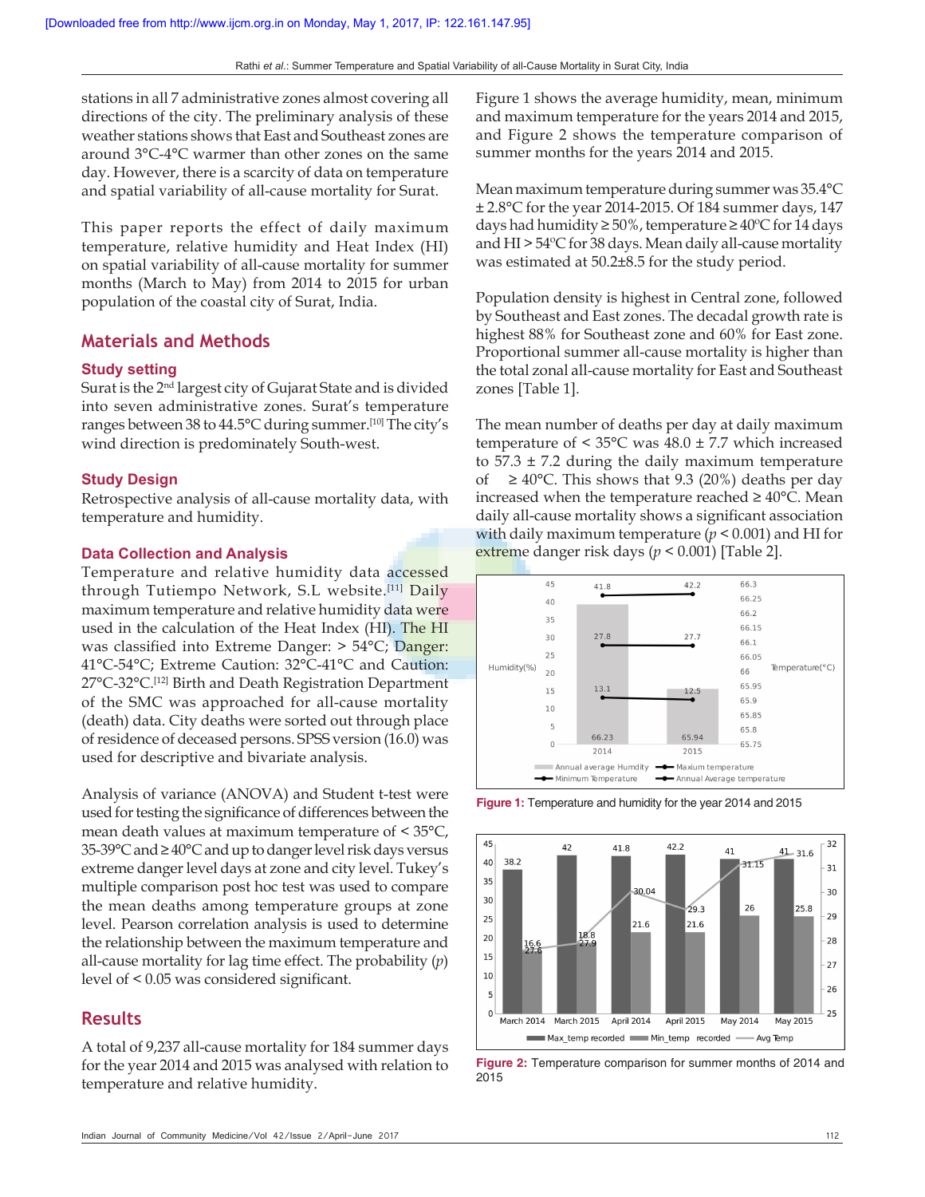stations in all 7 administrative zones almost covering all directions of the city. The preliminary analysis of these weather stations shows that East and Southeast zones are around 3°C-4°C warmer than other zones on the same day. However, there is a scarcity of data on temperature and spatial variability of all-cause mortality for Surat.

This paper reports the effect of daily maximum temperature, relative humidity and Heat Index (HI) on spatial variability of all-cause mortality for summer months (March to May) from 2014 to 2015 for urban population of the coastal city of Surat, India.

## Materials and Methods

### Study setting

Surat is the 2nd largest city of Gujarat State and is divided into seven administrative zones. Surat's temperature ranges between 38 to 44.5°C during summer.[10] The city's wind direction is predominately South-west.

### Study Design

Retrospective analysis of all-cause mortality data, with temperature and humidity.

### Data Collection and Analysis

Temperature and relative humidity data accessed through Tutiempo Network, S.L website.[11] Daily maximum temperature and relative humidity data were used in the calculation of the Heat Index (HI). The HI was classified into Extreme Danger: > 54°C; Danger: 41°C-54°C; Extreme Caution: 32°C-41°C and Caution: 27°C-32°C.[12] Birth and Death Registration Department of the SMC was approached for all-cause mortality (death) data. City deaths were sorted out through place of residence of deceased persons. SPSS version (16.0) was used for descriptive and bivariate analysis.

Analysis of variance (ANOVA) and Student t-test were used for testing the significance of differences between the mean death values at maximum temperature of < 35°C, 35-39°C and ≥ 40°C and up to danger level risk days versus extreme danger level days at zone and city level. Tukey's multiple comparison post hoc test was used to compare the mean deaths among temperature groups at zone level. Pearson correlation analysis is used to determine the relationship between the maximum temperature and all-cause mortality for lag time effect. The probability ($p$) level of < 0.05 was considered significant.

## Results

A total of 9,237 all-cause mortality for 184 summer days for the year 2014 and 2015 was analysed with relation to temperature and relative humidity.

Figure 1 shows the average humidity, mean, minimum and maximum temperature for the years 2014 and 2015, and Figure 2 shows the temperature comparison of summer months for the years 2014 and 2015.

Mean maximum temperature during summer was 35.4°C ± 2.8°C for the year 2014-2015. Of 184 summer days, 147 days had humidity ≥ 50%, temperature ≥ 40°C for 14 days and HI > 54°C for 38 days. Mean daily all-cause mortality was estimated at 50.2±8.5 for the study period.

Population density is highest in Central zone, followed by Southeast and East zones. The decadal growth rate is highest 88% for Southeast zone and 60% for East zone. Proportional summer all-cause mortality is higher than the total zonal all-cause mortality for East and Southeast zones [Table 1].

The mean number of deaths per day at daily maximum temperature of < 35°C was 48.0 ± 7.7 which increased to 57.3 ± 7.2 during the daily maximum temperature of ≥ 40°C. This shows that 9.3 (20%) deaths per day increased when the temperature reached ≥ 40°C. Mean daily all-cause mortality shows a significant association with daily maximum temperature ($p < 0.001$) and HI for extreme danger risk days ($p < 0.001$) [Table 2].

**Figure 1:** Temperature and humidity for the year 2014 and 2015

**Figure 2:** Temperature comparison for summer months of 2014 and 2015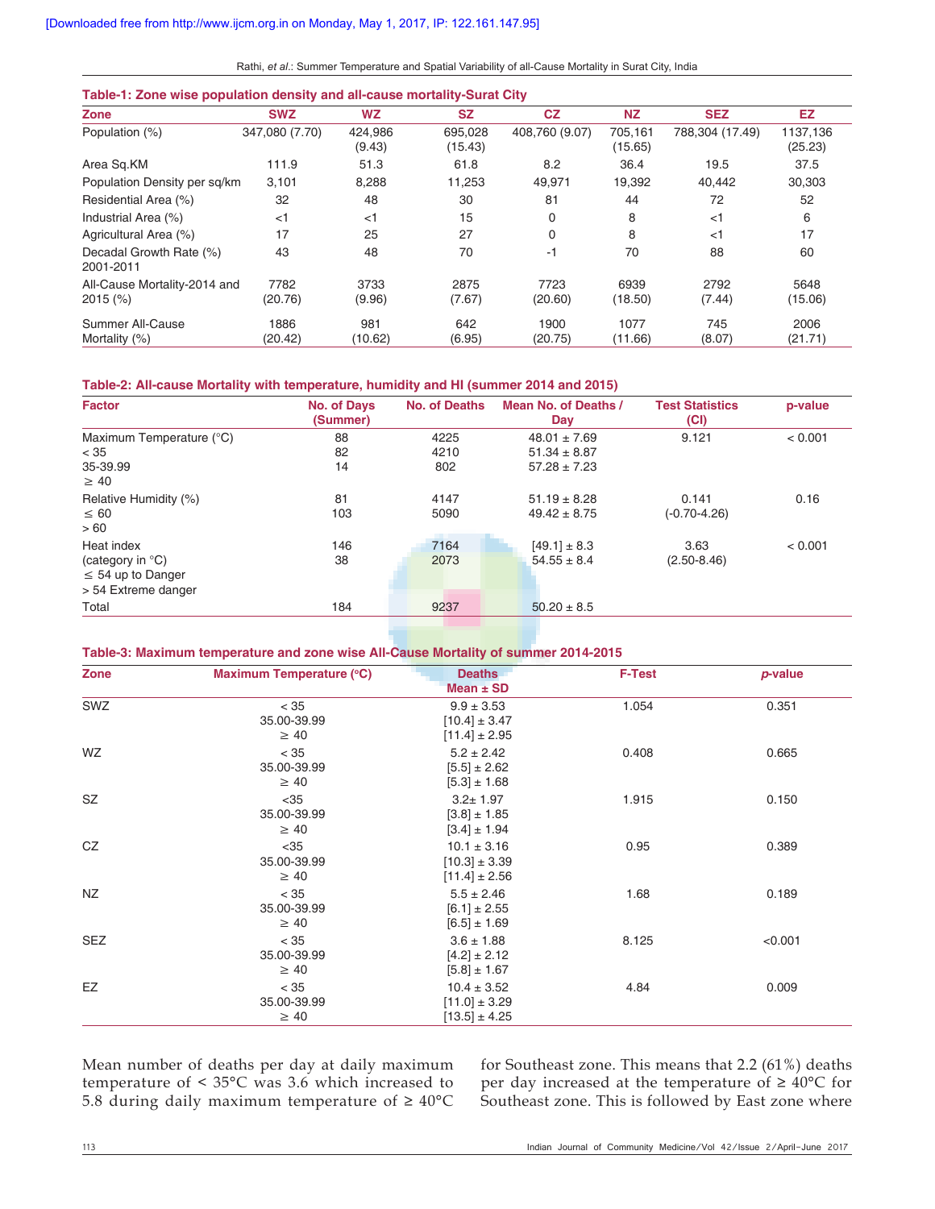## Table-1: Zone wise population density and all-cause mortality-Surat City

| Zone | SWZ | WZ | SZ | CZ | NZ | SEZ | EZ |
|---|---|---|---|---|---|---|---|
| Population (%) | 347,080 (7.70) | 424,986 (9.43) | 695,028 (15.43) | 408,760 (9.07) | 705,161 (15.65) | 788,304 (17.49) | 1137,136 (25.23) |
| Area Sq.KM | 111.9 | 51.3 | 61.8 | 8.2 | 36.4 | 19.5 | 37.5 |
| Population Density per sq/km | 3,101 | 8,288 | 11,253 | 49,971 | 19,392 | 40,442 | 30,303 |
| Residential Area (%) | 32 | 48 | 30 | 81 | 44 | 72 | 52 |
| Industrial Area (%) | <1 | <1 | 15 | 0 | 8 | <1 | 6 |
| Agricultural Area (%) | 17 | 25 | 27 | 0 | 8 | <1 | 17 |
| Decadal Growth Rate (%) 2001-2011 | 43 | 48 | 70 | -1 | 70 | 88 | 60 |
| All-Cause Mortality-2014 and 2015 (%) | 7782 (20.76) | 3733 (9.96) | 2875 (7.67) | 7723 (20.60) | 6939 (18.50) | 2792 (7.44) | 5648 (15.06) |
| Summer All-Cause Mortality (%) | 1886 (20.42) | 981 (10.62) | 642 (6.95) | 1900 (20.75) | 1077 (11.66) | 745 (8.07) | 2006 (21.71) |

## Table-2: All-cause Mortality with temperature, humidity and HI (summer 2014 and 2015)

| Factor | No. of Days (Summer) | No. of Deaths | Mean No. of Deaths / Day | Test Statistics (CI) | p-value |
|---|---|---|---|---|---|
| Maximum Temperature (°C) | 88 | 4225 | 48.01 ± 7.69 | 9.121 | < 0.001 |
| < 35 | 82 | 4210 | 51.34 ± 8.87 | | |
| 35-39.99 | 14 | 802 | 57.28 ± 7.23 | | |
| ≥ 40 | | | | | |
| Relative Humidity (%) | 81 | 4147 | 51.19 ± 8.28 | 0.141 | 0.16 |
| ≤ 60 | 103 | 5090 | 49.42 ± 8.75 | (-0.70-4.26) | |
| > 60 | | | | | |
| Heat index | 146 | 7164 | [49.1] ± 8.3 | 3.63 | < 0.001 |
| (category in °C) | 38 | 2073 | 54.55 ± 8.4 | (2.50-8.46) | |
| ≤ 54 up to Danger | | | | | |
| > 54 Extreme danger | | | | | |
| Total | 184 | 9237 | 50.20 ± 8.5 | | |

## Table-3: Maximum temperature and zone wise All-Cause Mortality of summer 2014-2015

| Zone | Maximum Temperature (°C) | Deaths Mean ± SD | F-Test | *p*-value |
|---|---|---|---|---|
| SWZ | < 35 | 9.9 ± 3.53 | 1.054 | 0.351 |
| | 35.00-39.99 | [10.4] ± 3.47 | | |
| | ≥ 40 | [11.4] ± 2.95 | | |
| WZ | < 35 | 5.2 ± 2.42 | 0.408 | 0.665 |
| | 35.00-39.99 | [5.5] ± 2.62 | | |
| | ≥ 40 | [5.3] ± 1.68 | | |
| SZ | <35 | 3.2± 1.97 | 1.915 | 0.150 |
| | 35.00-39.99 | [3.8] ± 1.85 | | |
| | ≥ 40 | [3.4] ± 1.94 | | |
| CZ | <35 | 10.1 ± 3.16 | 0.95 | 0.389 |
| | 35.00-39.99 | [10.3] ± 3.39 | | |
| | ≥ 40 | [11.4] ± 2.56 | | |
| NZ | < 35 | 5.5 ± 2.46 | 1.68 | 0.189 |
| | 35.00-39.99 | [6.1] ± 2.55 | | |
| | ≥ 40 | [6.5] ± 1.69 | | |
| SEZ | < 35 | 3.6 ± 1.88 | 8.125 | <0.001 |
| | 35.00-39.99 | [4.2] ± 2.12 | | |
| | ≥ 40 | [5.8] ± 1.67 | | |
| EZ | < 35 | 10.4 ± 3.52 | 4.84 | 0.009 |
| | 35.00-39.99 | [11.0] ± 3.29 | | |
| | ≥ 40 | [13.5] ± 4.25 | | |

Mean number of deaths per day at daily maximum temperature of < 35°C was 3.6 which increased to 5.8 during daily maximum temperature of ≥ 40°C for Southeast zone. This means that 2.2 (61%) deaths per day increased at the temperature of ≥ 40°C for Southeast zone. This is followed by East zone where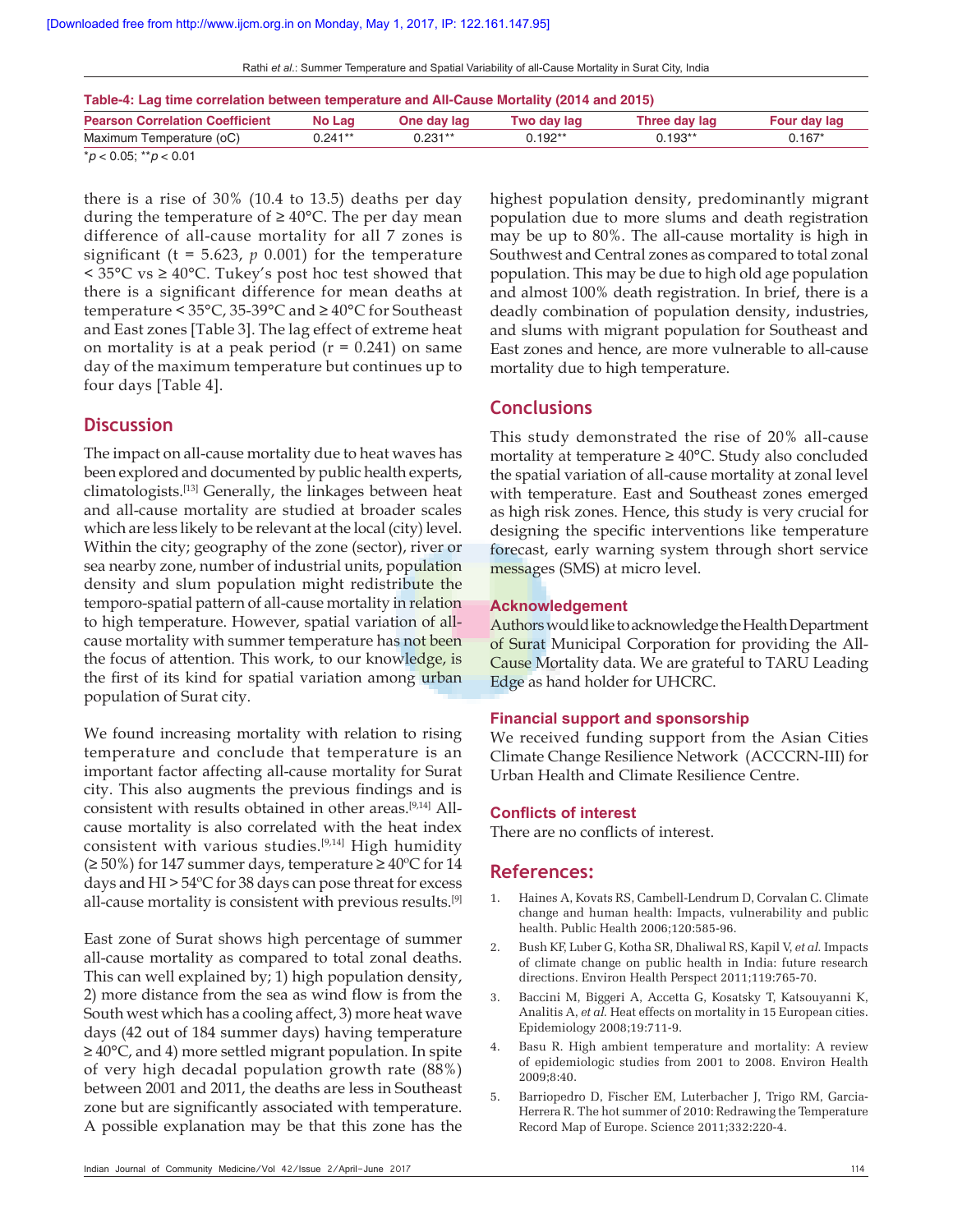**Table-4: Lag time correlation between temperature and All-Cause Mortality (2014 and 2015)**

| Pearson Correlation Coefficient | No Lag | One day lag | Two day lag | Three day lag | Four day lag |
|---|---|---|---|---|---|
| Maximum Temperature (oC) | 0.241** | 0.231** | 0.192** | 0.193** | 0.167* |

*$p < 0.05$; **$p < 0.01$

there is a rise of 30% (10.4 to 13.5) deaths per day during the temperature of ≥ 40°C. The per day mean difference of all-cause mortality for all 7 zones is significant (t = 5.623, *p* 0.001) for the temperature < 35°C vs ≥ 40°C. Tukey's post hoc test showed that there is a significant difference for mean deaths at temperature < 35°C, 35-39°C and ≥ 40°C for Southeast and East zones [Table 3]. The lag effect of extreme heat on mortality is at a peak period (r = 0.241) on same day of the maximum temperature but continues up to four days [Table 4].

## Discussion

The impact on all-cause mortality due to heat waves has been explored and documented by public health experts, climatologists.[13] Generally, the linkages between heat and all-cause mortality are studied at broader scales which are less likely to be relevant at the local (city) level. Within the city; geography of the zone (sector), river or sea nearby zone, number of industrial units, population density and slum population might redistribute the temporo-spatial pattern of all-cause mortality in relation to high temperature. However, spatial variation of all-cause mortality with summer temperature has not been the focus of attention. This work, to our knowledge, is the first of its kind for spatial variation among urban population of Surat city.

We found increasing mortality with relation to rising temperature and conclude that temperature is an important factor affecting all-cause mortality for Surat city. This also augments the previous findings and is consistent with results obtained in other areas.[9,14] All-cause mortality is also correlated with the heat index consistent with various studies.[9,14] High humidity (≥ 50%) for 147 summer days, temperature ≥ 40ºC for 14 days and HI > 54ºC for 38 days can pose threat for excess all-cause mortality is consistent with previous results.[9]

East zone of Surat shows high percentage of summer all-cause mortality as compared to total zonal deaths. This can well explained by; 1) high population density, 2) more distance from the sea as wind flow is from the South west which has a cooling affect, 3) more heat wave days (42 out of 184 summer days) having temperature ≥ 40°C, and 4) more settled migrant population. In spite of very high decadal population growth rate (88%) between 2001 and 2011, the deaths are less in Southeast zone but are significantly associated with temperature. A possible explanation may be that this zone has the highest population density, predominantly migrant population due to more slums and death registration may be up to 80%. The all-cause mortality is high in Southwest and Central zones as compared to total zonal population. This may be due to high old age population and almost 100% death registration. In brief, there is a deadly combination of population density, industries, and slums with migrant population for Southeast and East zones and hence, are more vulnerable to all-cause mortality due to high temperature.

## Conclusions

This study demonstrated the rise of 20% all-cause mortality at temperature ≥ 40°C. Study also concluded the spatial variation of all-cause mortality at zonal level with temperature. East and Southeast zones emerged as high risk zones. Hence, this study is very crucial for designing the specific interventions like temperature forecast, early warning system through short service messages (SMS) at micro level.

### Acknowledgement

Authors would like to acknowledge the Health Department of Surat Municipal Corporation for providing the All-Cause Mortality data. We are grateful to TARU Leading Edge as hand holder for UHCRC.

### Financial support and sponsorship

We received funding support from the Asian Cities Climate Change Resilience Network (ACCCRN-III) for Urban Health and Climate Resilience Centre.

### Conflicts of interest

There are no conflicts of interest.

## References:

1. Haines A, Kovats RS, Cambell-Lendrum D, Corvalan C. Climate change and human health: Impacts, vulnerability and public health. Public Health 2006;120:585-96.
2. Bush KF, Luber G, Kotha SR, Dhaliwal RS, Kapil V, *et al*. Impacts of climate change on public health in India: future research directions. Environ Health Perspect 2011;119:765-70.
3. Baccini M, Biggeri A, Accetta G, Kosatsky T, Katsouyanni K, Analitis A, *et al*. Heat effects on mortality in 15 European cities. Epidemiology 2008;19:711-9.
4. Basu R. High ambient temperature and mortality: A review of epidemiologic studies from 2001 to 2008. Environ Health 2009;8:40.
5. Barriopedro D, Fischer EM, Luterbacher J, Trigo RM, Garcia-Herrera R. The hot summer of 2010: Redrawing the Temperature Record Map of Europe. Science 2011;332:220-4.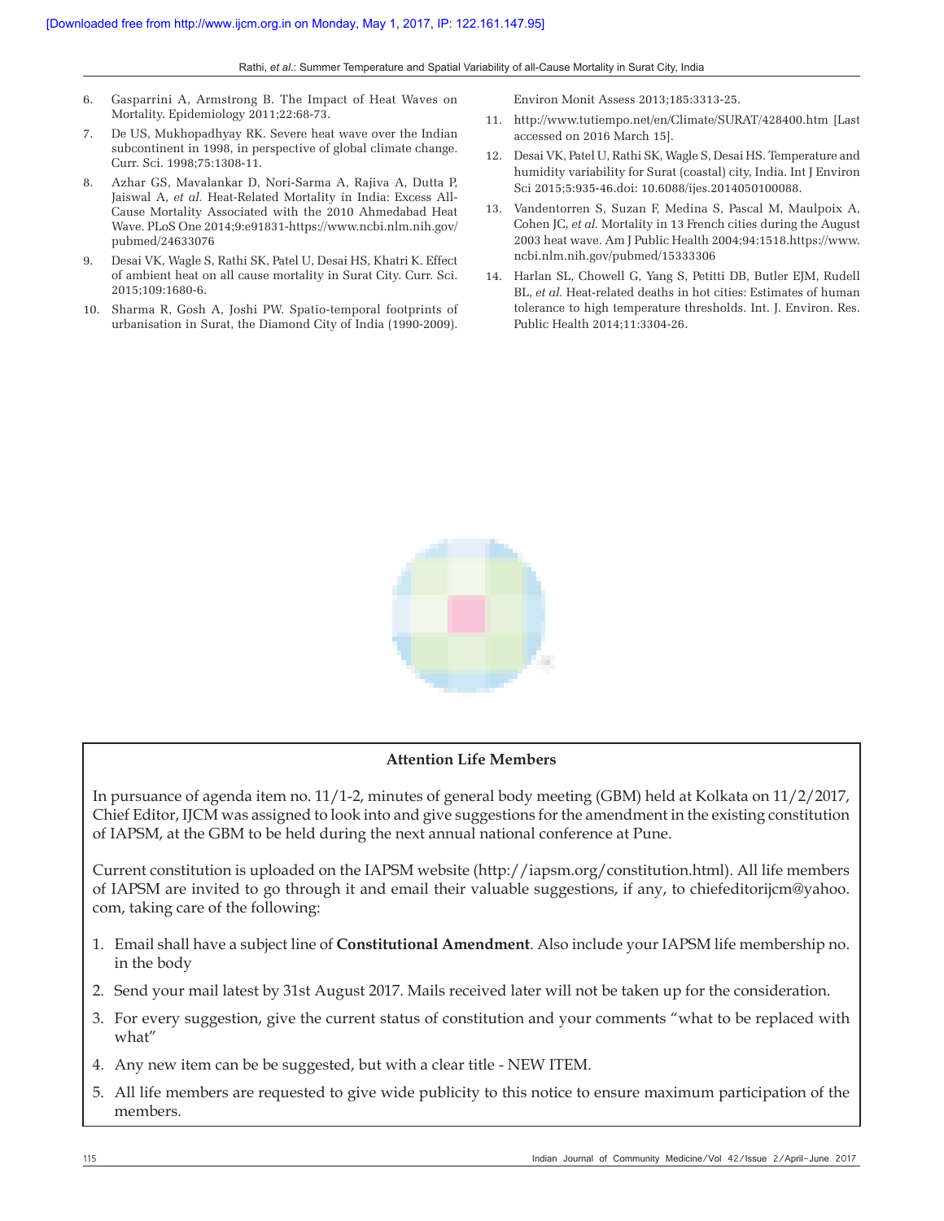6. Gasparrini A, Armstrong B. The Impact of Heat Waves on Mortality. Epidemiology 2011;22:68-73.
7. De US, Mukhopadhyay RK. Severe heat wave over the Indian subcontinent in 1998, in perspective of global climate change. Curr. Sci. 1998;75:1308-11.
8. Azhar GS, Mavalankar D, Nori-Sarma A, Rajiva A, Dutta P, Jaiswal A, *et al.* Heat-Related Mortality in India: Excess All-Cause Mortality Associated with the 2010 Ahmedabad Heat Wave. PLoS One 2014;9:e91831-https://www.ncbi.nlm.nih.gov/pubmed/24633076
9. Desai VK, Wagle S, Rathi SK, Patel U, Desai HS, Khatri K. Effect of ambient heat on all cause mortality in Surat City. Curr. Sci. 2015;109:1680-6.
10. Sharma R, Gosh A, Joshi PW. Spatio-temporal footprints of urbanisation in Surat, the Diamond City of India (1990-2009). Environ Monit Assess 2013;185:3313-25.
11. http://www.tutiempo.net/en/Climate/SURAT/428400.htm [Last accessed on 2016 March 15].
12. Desai VK, Patel U, Rathi SK, Wagle S, Desai HS. Temperature and humidity variability for Surat (coastal) city, India. Int J Environ Sci 2015;5:935-46.doi: 10.6088/ijes.2014050100088.
13. Vandentorren S, Suzan F, Medina S, Pascal M, Maulpoix A, Cohen JC, *et al.* Mortality in 13 French cities during the August 2003 heat wave. Am J Public Health 2004;94:1518.https://www.ncbi.nlm.nih.gov/pubmed/15333306
14. Harlan SL, Chowell G, Yang S, Petitti DB, Butler EJM, Rudell BL, *et al.* Heat-related deaths in hot cities: Estimates of human tolerance to high temperature thresholds. Int. J. Environ. Res. Public Health 2014;11:3304-26.

**Attention Life Members**

In pursuance of agenda item no. 11/1-2, minutes of general body meeting (GBM) held at Kolkata on 11/2/2017, Chief Editor, IJCM was assigned to look into and give suggestions for the amendment in the existing constitution of IAPSM, at the GBM to be held during the next annual national conference at Pune.

Current constitution is uploaded on the IAPSM website (http://iapsm.org/constitution.html). All life members of IAPSM are invited to go through it and email their valuable suggestions, if any, to chiefeditorijcm@yahoo.com, taking care of the following:

1. Email shall have a subject line of **Constitutional Amendment**. Also include your IAPSM life membership no. in the body
2. Send your mail latest by 31st August 2017. Mails received later will not be taken up for the consideration.
3. For every suggestion, give the current status of constitution and your comments "what to be replaced with what"
4. Any new item can be be suggested, but with a clear title - NEW ITEM.
5. All life members are requested to give wide publicity to this notice to ensure maximum participation of the members.